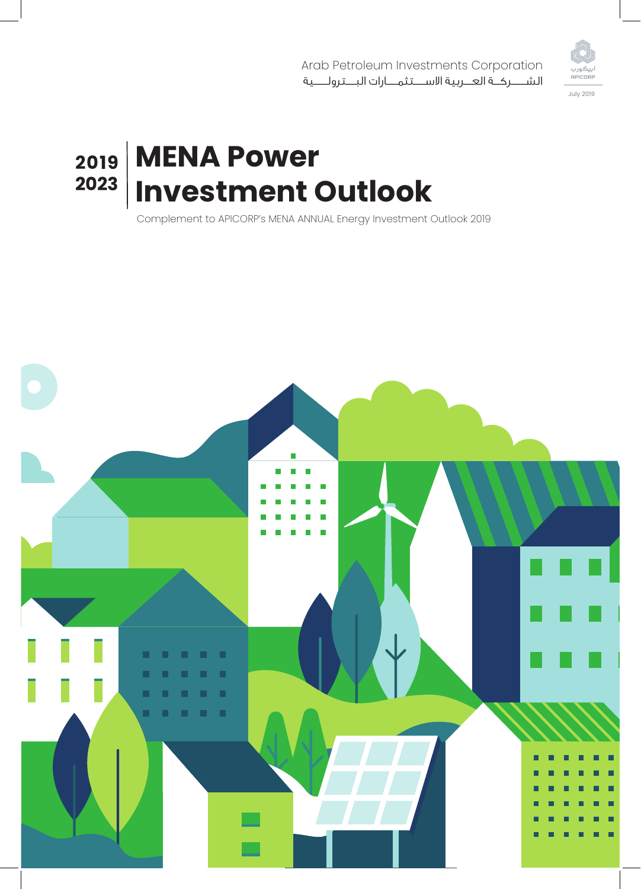Arab Petroleum Investments Corporation

الشـــركـة العــربية الاســتثمــارات البــترولــية

ابيكورب
APICORP

July 2019

# 2019 2023 MENA Power Investment Outlook

Complement to APICORP's MENA ANNUAL Energy Investment Outlook 2019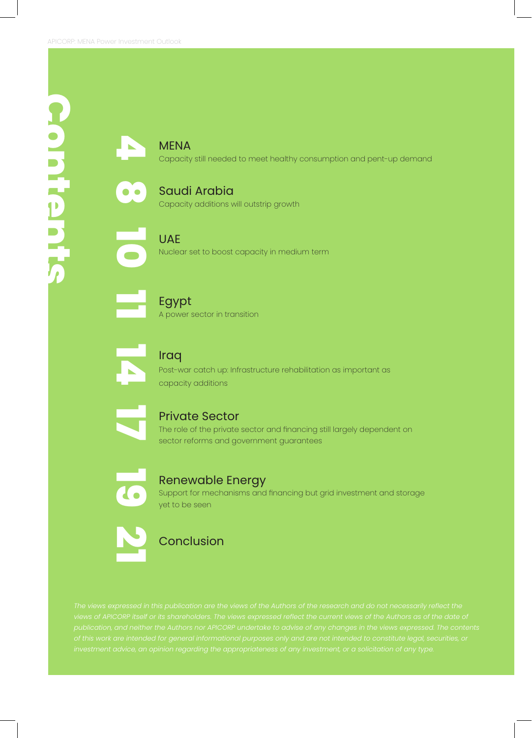# Contents

4 **MENA**
Capacity still needed to meet healthy consumption and pent-up demand

8 **Saudi Arabia**
Capacity additions will outstrip growth

10 **UAE**
Nuclear set to boost capacity in medium term

11 **Egypt**
A power sector in transition

14 **Iraq**
Post-war catch up: Infrastructure rehabilitation as important as capacity additions

17 **Private Sector**
The role of the private sector and financing still largely dependent on sector reforms and government guarantees

19 **Renewable Energy**
Support for mechanisms and financing but grid investment and storage yet to be seen

21 **Conclusion**

*The views expressed in this publication are the views of the Authors of the research and do not necessarily reflect the views of APICORP itself or its shareholders. The views expressed reflect the current views of the Authors as of the date of publication, and neither the Authors nor APICORP undertake to advise of any changes in the views expressed. The contents of this work are intended for general informational purposes only and are not intended to constitute legal, securities, or investment advice, an opinion regarding the appropriateness of any investment, or a solicitation of any type.*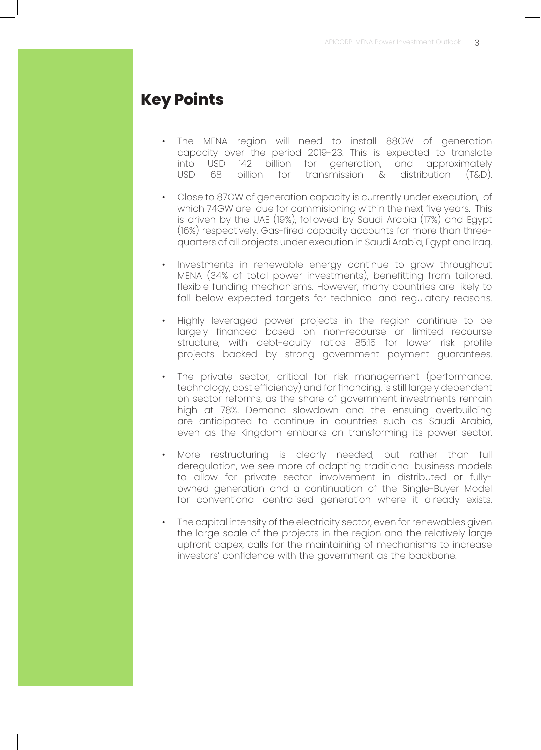## Key Points

- The MENA region will need to install 88GW of generation capacity over the period 2019-23. This is expected to translate into USD 142 billion for generation, and approximately USD 68 billion for transmission & distribution (T&D).
- Close to 87GW of generation capacity is currently under execution, of which 74GW are due for commisioning within the next five years. This is driven by the UAE (19%), followed by Saudi Arabia (17%) and Egypt (16%) respectively. Gas-fired capacity accounts for more than three-quarters of all projects under execution in Saudi Arabia, Egypt and Iraq.
- Investments in renewable energy continue to grow throughout MENA (34% of total power investments), benefitting from tailored, flexible funding mechanisms. However, many countries are likely to fall below expected targets for technical and regulatory reasons.
- Highly leveraged power projects in the region continue to be largely financed based on non-recourse or limited recourse structure, with debt-equity ratios 85:15 for lower risk profile projects backed by strong government payment guarantees.
- The private sector, critical for risk management (performance, technology, cost efficiency) and for financing, is still largely dependent on sector reforms, as the share of government investments remain high at 78%. Demand slowdown and the ensuing overbuilding are anticipated to continue in countries such as Saudi Arabia, even as the Kingdom embarks on transforming its power sector.
- More restructuring is clearly needed, but rather than full deregulation, we see more of adapting traditional business models to allow for private sector involvement in distributed or fully-owned generation and a continuation of the Single-Buyer Model for conventional centralised generation where it already exists.
- The capital intensity of the electricity sector, even for renewables given the large scale of the projects in the region and the relatively large upfront capex, calls for the maintaining of mechanisms to increase investors' confidence with the government as the backbone.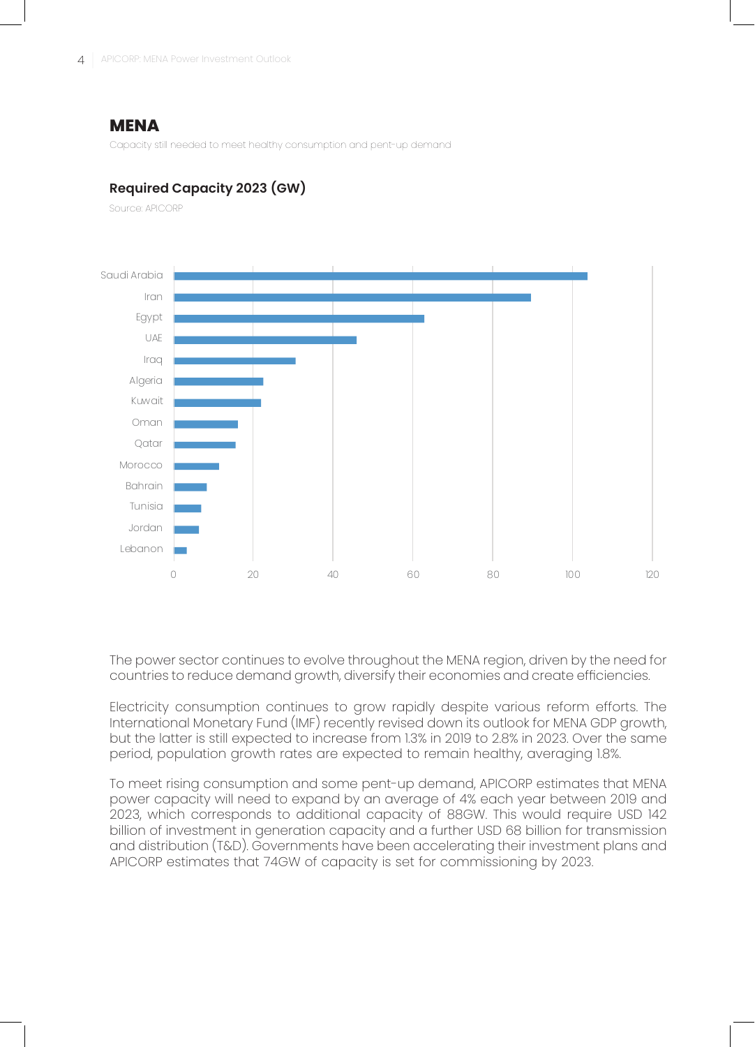## MENA

Capacity still needed to meet healthy consumption and pent-up demand

### Required Capacity 2023 (GW)

Source: APICORP

| Country | Required Capacity 2023 (GW) |
|---|---|
| Saudi Arabia | ~104 |
| Iran | ~90 |
| Egypt | ~63 |
| UAE | ~46 |
| Iraq | ~31 |
| Algeria | ~23 |
| Kuwait | ~22 |
| Oman | ~16 |
| Qatar | ~16 |
| Morocco | ~11 |
| Bahrain | ~8 |
| Tunisia | ~7 |
| Jordan | ~6 |
| Lebanon | ~3 |

The power sector continues to evolve throughout the MENA region, driven by the need for countries to reduce demand growth, diversify their economies and create efficiencies.

Electricity consumption continues to grow rapidly despite various reform efforts. The International Monetary Fund (IMF) recently revised down its outlook for MENA GDP growth, but the latter is still expected to increase from 1.3% in 2019 to 2.8% in 2023. Over the same period, population growth rates are expected to remain healthy, averaging 1.8%.

To meet rising consumption and some pent-up demand, APICORP estimates that MENA power capacity will need to expand by an average of 4% each year between 2019 and 2023, which corresponds to additional capacity of 88GW. This would require USD 142 billion of investment in generation capacity and a further USD 68 billion for transmission and distribution (T&D). Governments have been accelerating their investment plans and APICORP estimates that 74GW of capacity is set for commissioning by 2023.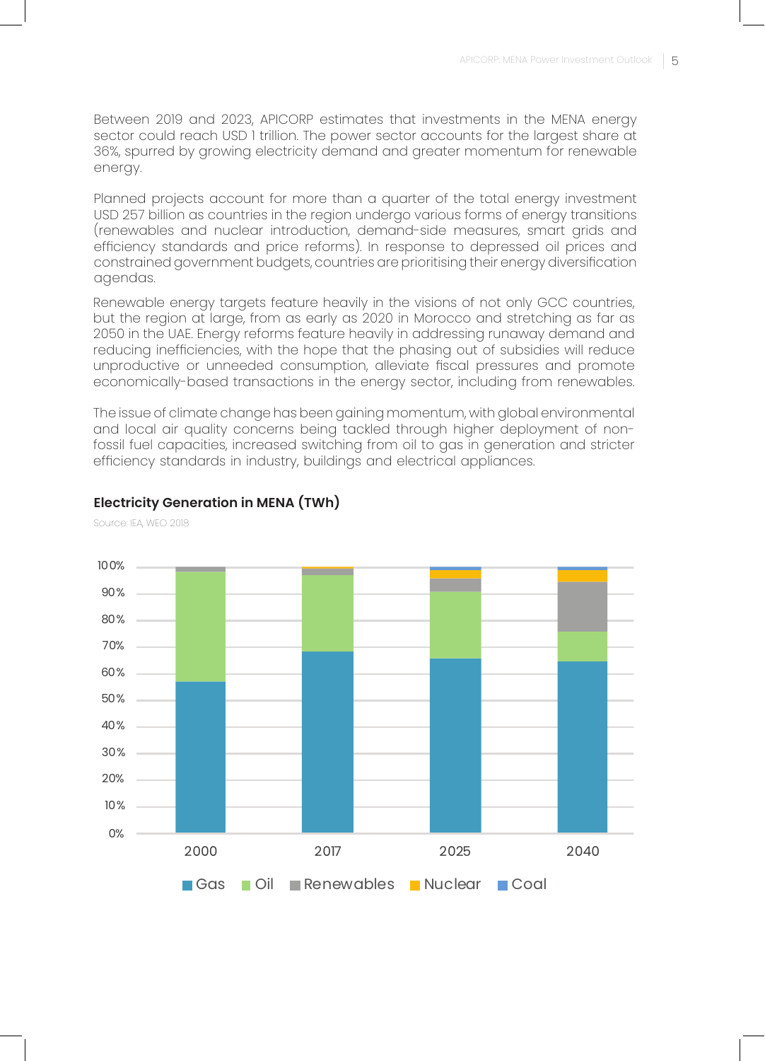Between 2019 and 2023, APICORP estimates that investments in the MENA energy sector could reach USD 1 trillion. The power sector accounts for the largest share at 36%, spurred by growing electricity demand and greater momentum for renewable energy.

Planned projects account for more than a quarter of the total energy investment USD 257 billion as countries in the region undergo various forms of energy transitions (renewables and nuclear introduction, demand-side measures, smart grids and efficiency standards and price reforms). In response to depressed oil prices and constrained government budgets, countries are prioritising their energy diversification agendas.

Renewable energy targets feature heavily in the visions of not only GCC countries, but the region at large, from as early as 2020 in Morocco and stretching as far as 2050 in the UAE. Energy reforms feature heavily in addressing runaway demand and reducing inefficiencies, with the hope that the phasing out of subsidies will reduce unproductive or unneeded consumption, alleviate fiscal pressures and promote economically-based transactions in the energy sector, including from renewables.

The issue of climate change has been gaining momentum, with global environmental and local air quality concerns being tackled through higher deployment of non-fossil fuel capacities, increased switching from oil to gas in generation and stricter efficiency standards in industry, buildings and electrical appliances.

**Electricity Generation in MENA (TWh)**

Source: IEA, WEO 2018

| Year | Gas | Oil | Renewables | Nuclear | Coal |
|---|---|---|---|---|---|
| 2000 | ~57% | ~41% | ~2% | 0% | 0% |
| 2017 | ~68% | ~29% | ~2.5% | ~0.5% | 0% |
| 2025 | ~66% | ~25% | ~5% | ~3% | ~1% |
| 2040 | ~64% | ~11% | ~19% | ~5% | ~1% |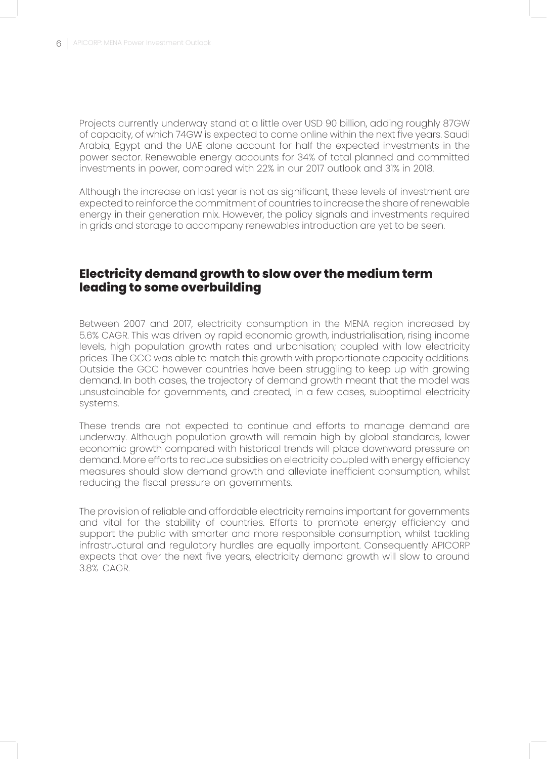Projects currently underway stand at a little over USD 90 billion, adding roughly 87GW of capacity, of which 74GW is expected to come online within the next five years. Saudi Arabia, Egypt and the UAE alone account for half the expected investments in the power sector. Renewable energy accounts for 34% of total planned and committed investments in power, compared with 22% in our 2017 outlook and 31% in 2018.

Although the increase on last year is not as significant, these levels of investment are expected to reinforce the commitment of countries to increase the share of renewable energy in their generation mix. However, the policy signals and investments required in grids and storage to accompany renewables introduction are yet to be seen.

## Electricity demand growth to slow over the medium term leading to some overbuilding

Between 2007 and 2017, electricity consumption in the MENA region increased by 5.6% CAGR. This was driven by rapid economic growth, industrialisation, rising income levels, high population growth rates and urbanisation; coupled with low electricity prices. The GCC was able to match this growth with proportionate capacity additions. Outside the GCC however countries have been struggling to keep up with growing demand. In both cases, the trajectory of demand growth meant that the model was unsustainable for governments, and created, in a few cases, suboptimal electricity systems.

These trends are not expected to continue and efforts to manage demand are underway. Although population growth will remain high by global standards, lower economic growth compared with historical trends will place downward pressure on demand. More efforts to reduce subsidies on electricity coupled with energy efficiency measures should slow demand growth and alleviate inefficient consumption, whilst reducing the fiscal pressure on governments.

The provision of reliable and affordable electricity remains important for governments and vital for the stability of countries. Efforts to promote energy efficiency and support the public with smarter and more responsible consumption, whilst tackling infrastructural and regulatory hurdles are equally important. Consequently APICORP expects that over the next five years, electricity demand growth will slow to around 3.8% CAGR.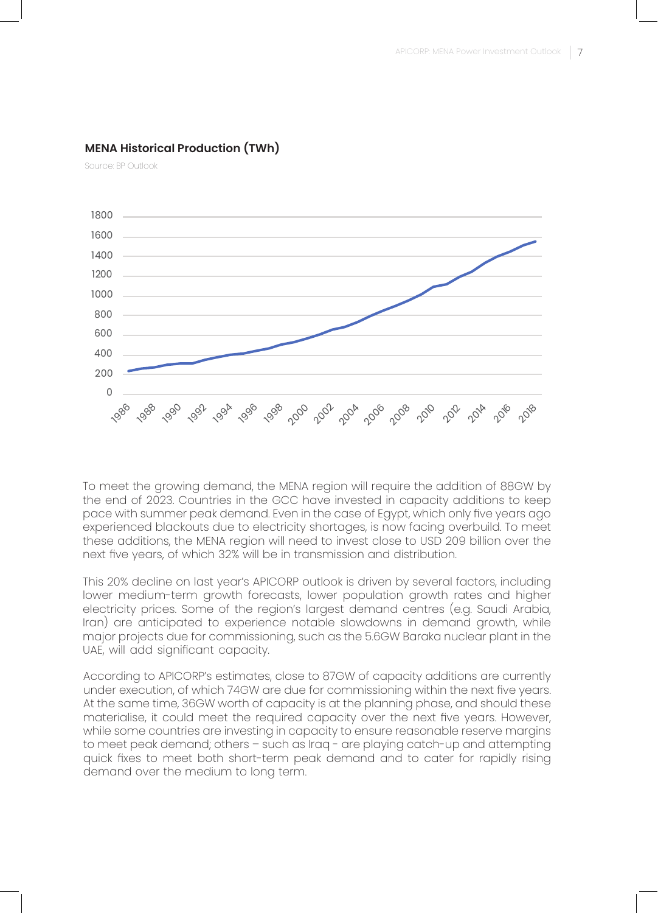**MENA Historical Production (TWh)**

Source: BP Outlook

To meet the growing demand, the MENA region will require the addition of 88GW by the end of 2023. Countries in the GCC have invested in capacity additions to keep pace with summer peak demand. Even in the case of Egypt, which only five years ago experienced blackouts due to electricity shortages, is now facing overbuild. To meet these additions, the MENA region will need to invest close to USD 209 billion over the next five years, of which 32% will be in transmission and distribution.

This 20% decline on last year's APICORP outlook is driven by several factors, including lower medium-term growth forecasts, lower population growth rates and higher electricity prices. Some of the region's largest demand centres (e.g. Saudi Arabia, Iran) are anticipated to experience notable slowdowns in demand growth, while major projects due for commissioning, such as the 5.6GW Baraka nuclear plant in the UAE, will add significant capacity.

According to APICORP's estimates, close to 87GW of capacity additions are currently under execution, of which 74GW are due for commissioning within the next five years. At the same time, 36GW worth of capacity is at the planning phase, and should these materialise, it could meet the required capacity over the next five years. However, while some countries are investing in capacity to ensure reasonable reserve margins to meet peak demand; others – such as Iraq - are playing catch-up and attempting quick fixes to meet both short-term peak demand and to cater for rapidly rising demand over the medium to long term.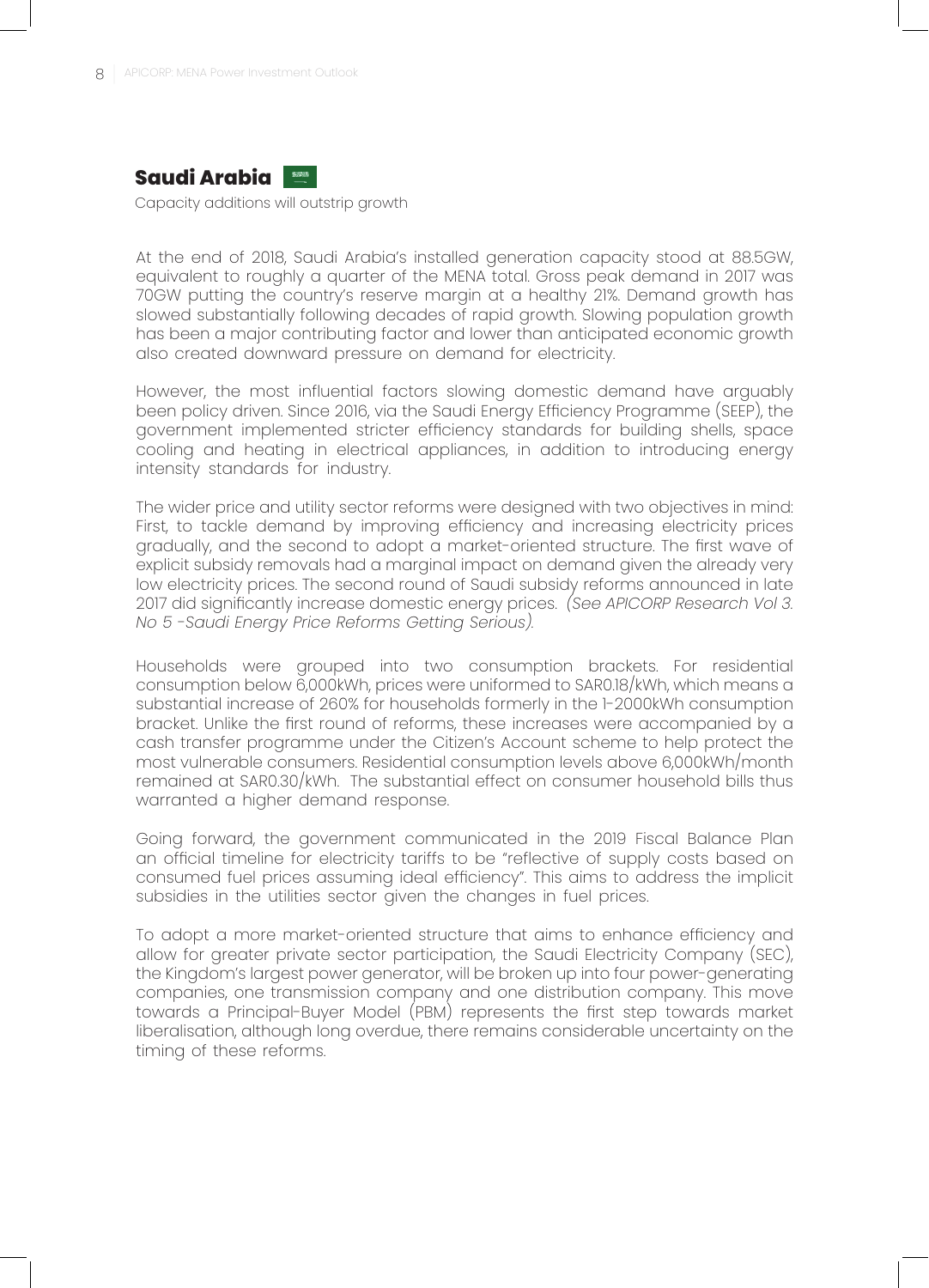## Saudi Arabia

Capacity additions will outstrip growth

At the end of 2018, Saudi Arabia's installed generation capacity stood at 88.5GW, equivalent to roughly a quarter of the MENA total. Gross peak demand in 2017 was 70GW putting the country's reserve margin at a healthy 21%. Demand growth has slowed substantially following decades of rapid growth. Slowing population growth has been a major contributing factor and lower than anticipated economic growth also created downward pressure on demand for electricity.

However, the most influential factors slowing domestic demand have arguably been policy driven. Since 2016, via the Saudi Energy Efficiency Programme (SEEP), the government implemented stricter efficiency standards for building shells, space cooling and heating in electrical appliances, in addition to introducing energy intensity standards for industry.

The wider price and utility sector reforms were designed with two objectives in mind: First, to tackle demand by improving efficiency and increasing electricity prices gradually, and the second to adopt a market-oriented structure. The first wave of explicit subsidy removals had a marginal impact on demand given the already very low electricity prices. The second round of Saudi subsidy reforms announced in late 2017 did significantly increase domestic energy prices. *(See APICORP Research Vol 3. No 5 -Saudi Energy Price Reforms Getting Serious).*

Households were grouped into two consumption brackets. For residential consumption below 6,000kWh, prices were uniformed to SAR0.18/kWh, which means a substantial increase of 260% for households formerly in the 1-2000kWh consumption bracket. Unlike the first round of reforms, these increases were accompanied by a cash transfer programme under the Citizen's Account scheme to help protect the most vulnerable consumers. Residential consumption levels above 6,000kWh/month remained at SAR0.30/kWh. The substantial effect on consumer household bills thus warranted a higher demand response.

Going forward, the government communicated in the 2019 Fiscal Balance Plan an official timeline for electricity tariffs to be "reflective of supply costs based on consumed fuel prices assuming ideal efficiency". This aims to address the implicit subsidies in the utilities sector given the changes in fuel prices.

To adopt a more market-oriented structure that aims to enhance efficiency and allow for greater private sector participation, the Saudi Electricity Company (SEC), the Kingdom's largest power generator, will be broken up into four power-generating companies, one transmission company and one distribution company. This move towards a Principal-Buyer Model (PBM) represents the first step towards market liberalisation, although long overdue, there remains considerable uncertainty on the timing of these reforms.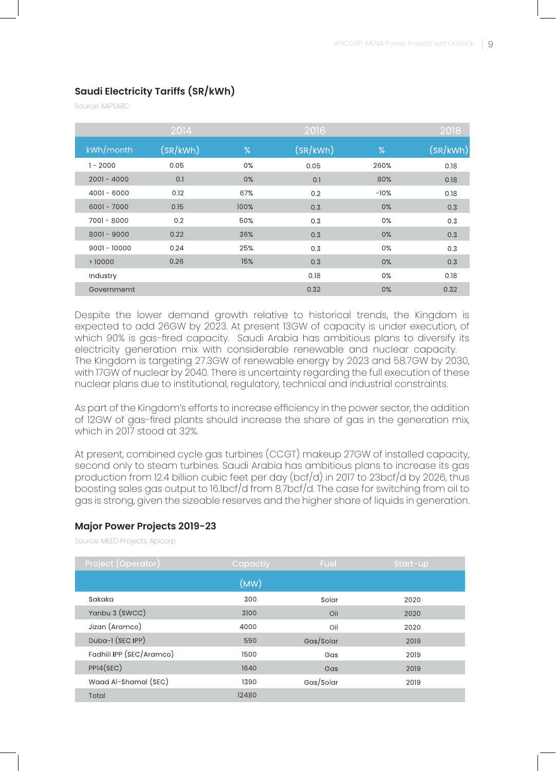### Saudi Electricity Tariffs (SR/kWh)

Source: KAPSARC

| | 2014 | | 2016 | | 2018 |
|---|---|---|---|---|---|
| kWh/month | (SR/kWh) | % | (SR/kWh) | % | (SR/kWh) |
| 1 - 2000 | 0.05 | 0% | 0.05 | 260% | 0.18 |
| 2001 - 4000 | 0.1 | 0% | 0.1 | 80% | 0.18 |
| 4001 - 6000 | 0.12 | 67% | 0.2 | -10% | 0.18 |
| 6001 - 7000 | 0.15 | 100% | 0.3 | 0% | 0.3 |
| 7001 - 8000 | 0.2 | 50% | 0.3 | 0% | 0.3 |
| 8001 - 9000 | 0.22 | 36% | 0.3 | 0% | 0.3 |
| 9001 - 10000 | 0.24 | 25% | 0.3 | 0% | 0.3 |
| > 10000 | 0.26 | 15% | 0.3 | 0% | 0.3 |
| Industry | | | 0.18 | 0% | 0.18 |
| Governmemt | | | 0.32 | 0% | 0.32 |

Despite the lower demand growth relative to historical trends, the Kingdom is expected to add 26GW by 2023. At present 13GW of capacity is under execution, of which 90% is gas-fired capacity. Saudi Arabia has ambitious plans to diversify its electricity generation mix with considerable renewable and nuclear capacity. The Kingdom is targeting 27.3GW of renewable energy by 2023 and 58.7GW by 2030, with 17GW of nuclear by 2040. There is uncertainty regarding the full execution of these nuclear plans due to institutional, regulatory, technical and industrial constraints.

As part of the Kingdom's efforts to increase efficiency in the power sector, the addition of 12GW of gas-fired plants should increase the share of gas in the generation mix, which in 2017 stood at 32%.

At present, combined cycle gas turbines (CCGT) makeup 27GW of installed capacity, second only to steam turbines. Saudi Arabia has ambitious plans to increase its gas production from 12.4 billion cubic feet per day (bcf/d) in 2017 to 23bcf/d by 2026, thus boosting sales gas output to 16.1bcf/d from 8.7bcf/d. The case for switching from oil to gas is strong, given the sizeable reserves and the higher share of liquids in generation.

### Major Power Projects 2019-23

Source: MEED Projects, Apicorp

| Project (Operator) | Capactiy (MW) | Fuel | Start-up |
|---|---|---|---|
| Sakaka | 300 | Solar | 2020 |
| Yanbu 3 (SWCC) | 3100 | Oil | 2020 |
| Jizan (Aramco) | 4000 | Oil | 2020 |
| Duba-1 (SEC IPP) | 550 | Gas/Solar | 2019 |
| Fadhili IPP (SEC/Aramco) | 1500 | Gas | 2019 |
| PP14(SEC) | 1640 | Gas | 2019 |
| Waad Al-Shamal (SEC) | 1390 | Gas/Solar | 2019 |
| Total | 12480 | | |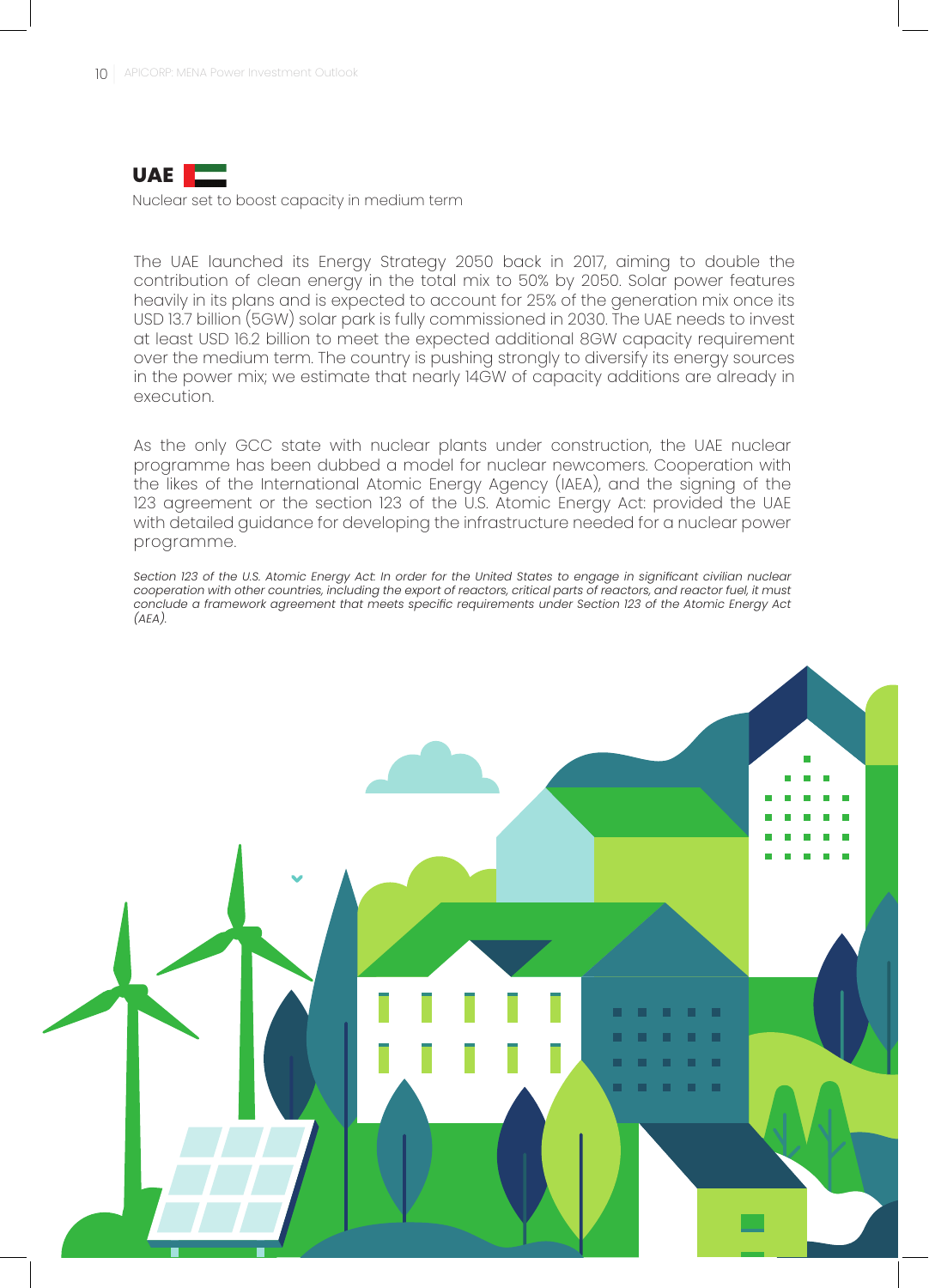## UAE

Nuclear set to boost capacity in medium term

The UAE launched its Energy Strategy 2050 back in 2017, aiming to double the contribution of clean energy in the total mix to 50% by 2050. Solar power features heavily in its plans and is expected to account for 25% of the generation mix once its USD 13.7 billion (5GW) solar park is fully commissioned in 2030. The UAE needs to invest at least USD 16.2 billion to meet the expected additional 8GW capacity requirement over the medium term. The country is pushing strongly to diversify its energy sources in the power mix; we estimate that nearly 14GW of capacity additions are already in execution.

As the only GCC state with nuclear plants under construction, the UAE nuclear programme has been dubbed a model for nuclear newcomers. Cooperation with the likes of the International Atomic Energy Agency (IAEA), and the signing of the 123 agreement or the section 123 of the U.S. Atomic Energy Act: provided the UAE with detailed guidance for developing the infrastructure needed for a nuclear power programme.

*Section 123 of the U.S. Atomic Energy Act: In order for the United States to engage in significant civilian nuclear cooperation with other countries, including the export of reactors, critical parts of reactors, and reactor fuel, it must conclude a framework agreement that meets specific requirements under Section 123 of the Atomic Energy Act (AEA).*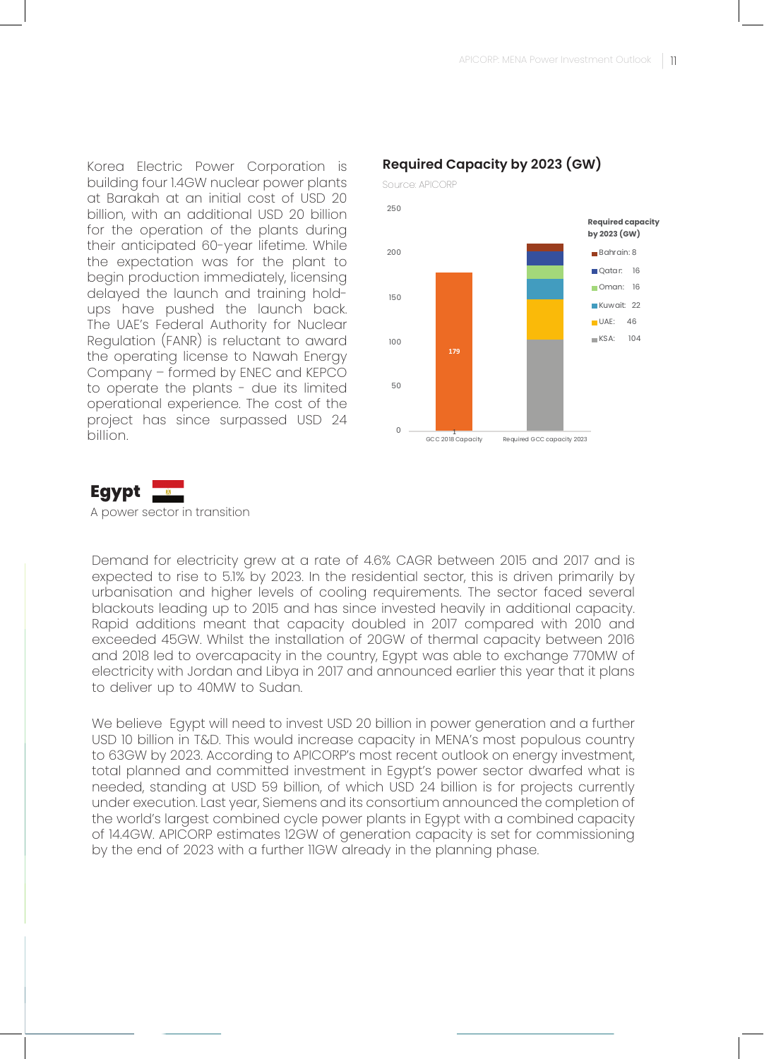Korea Electric Power Corporation is building four 1.4GW nuclear power plants at Barakah at an initial cost of USD 20 billion, with an additional USD 20 billion for the operation of the plants during their anticipated 60-year lifetime. While the expectation was for the plant to begin production immediately, licensing delayed the launch and training hold-ups have pushed the launch back. The UAE's Federal Authority for Nuclear Regulation (FANR) is reluctant to award the operating license to Nawah Energy Company – formed by ENEC and KEPCO to operate the plants - due its limited operational experience. The cost of the project has since surpassed USD 24 billion.

**Required Capacity by 2023 (GW)**

Source: APICORP

| | GCC 2018 Capacity | Required GCC capacity 2023 |
|---|---|---|
| Total | 179 | |
| KSA | | 104 |
| UAE | | 46 |
| Kuwait | | 22 |
| Oman | | 16 |
| Qatar | | 16 |
| Bahrain | | 8 |

## Egypt

A power sector in transition

Demand for electricity grew at a rate of 4.6% CAGR between 2015 and 2017 and is expected to rise to 5.1% by 2023. In the residential sector, this is driven primarily by urbanisation and higher levels of cooling requirements. The sector faced several blackouts leading up to 2015 and has since invested heavily in additional capacity. Rapid additions meant that capacity doubled in 2017 compared with 2010 and exceeded 45GW. Whilst the installation of 20GW of thermal capacity between 2016 and 2018 led to overcapacity in the country, Egypt was able to exchange 770MW of electricity with Jordan and Libya in 2017 and announced earlier this year that it plans to deliver up to 40MW to Sudan.

We believe Egypt will need to invest USD 20 billion in power generation and a further USD 10 billion in T&D. This would increase capacity in MENA's most populous country to 63GW by 2023. According to APICORP's most recent outlook on energy investment, total planned and committed investment in Egypt's power sector dwarfed what is needed, standing at USD 59 billion, of which USD 24 billion is for projects currently under execution. Last year, Siemens and its consortium announced the completion of the world's largest combined cycle power plants in Egypt with a combined capacity of 14.4GW. APICORP estimates 12GW of generation capacity is set for commissioning by the end of 2023 with a further 11GW already in the planning phase.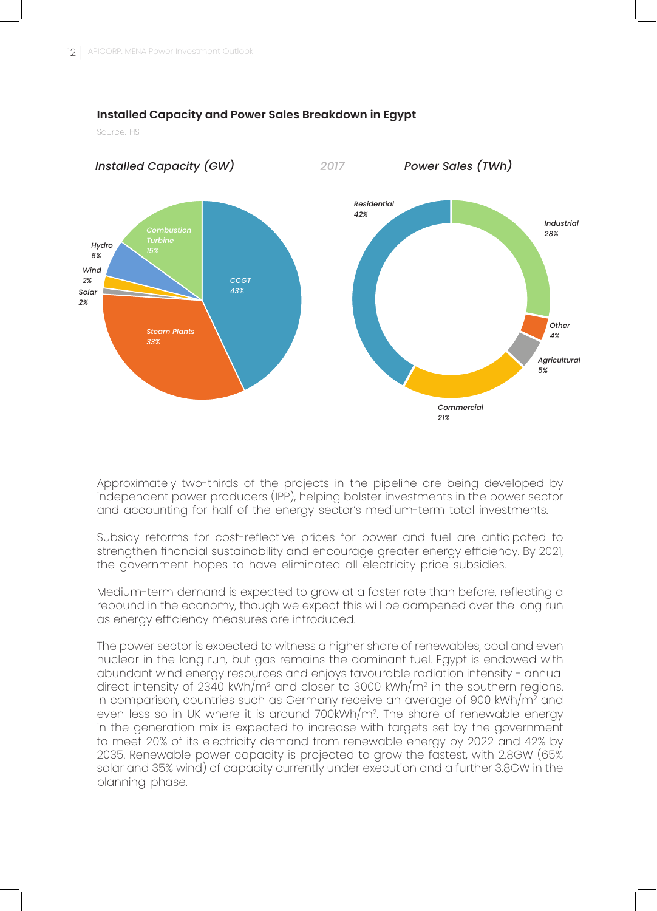### Installed Capacity and Power Sales Breakdown in Egypt

Source: IHS

*Installed Capacity (GW)* — 2017 — *Power Sales (TWh)*

| Installed Capacity (GW) | Share |
| --- | --- |
| CCGT | 43% |
| Steam Plants | 33% |
| Combustion Turbine | 15% |
| Hydro | 6% |
| Wind | 2% |
| Solar | 2% |

| Power Sales (TWh) | Share |
| --- | --- |
| Residential | 42% |
| Industrial | 28% |
| Commercial | 21% |
| Agricultural | 5% |
| Other | 4% |

Approximately two-thirds of the projects in the pipeline are being developed by independent power producers (IPP), helping bolster investments in the power sector and accounting for half of the energy sector's medium-term total investments.

Subsidy reforms for cost-reflective prices for power and fuel are anticipated to strengthen financial sustainability and encourage greater energy efficiency. By 2021, the government hopes to have eliminated all electricity price subsidies.

Medium-term demand is expected to grow at a faster rate than before, reflecting a rebound in the economy, though we expect this will be dampened over the long run as energy efficiency measures are introduced.

The power sector is expected to witness a higher share of renewables, coal and even nuclear in the long run, but gas remains the dominant fuel. Egypt is endowed with abundant wind energy resources and enjoys favourable radiation intensity - annual direct intensity of 2340 $kWh/m^2$ and closer to 3000 $kWh/m^2$ in the southern regions. In comparison, countries such as Germany receive an average of 900 $kWh/m^2$ and even less so in UK where it is around 700$kWh/m^2$. The share of renewable energy in the generation mix is expected to increase with targets set by the government to meet 20% of its electricity demand from renewable energy by 2022 and 42% by 2035. Renewable power capacity is projected to grow the fastest, with 2.8GW (65% solar and 35% wind) of capacity currently under execution and a further 3.8GW in the planning phase.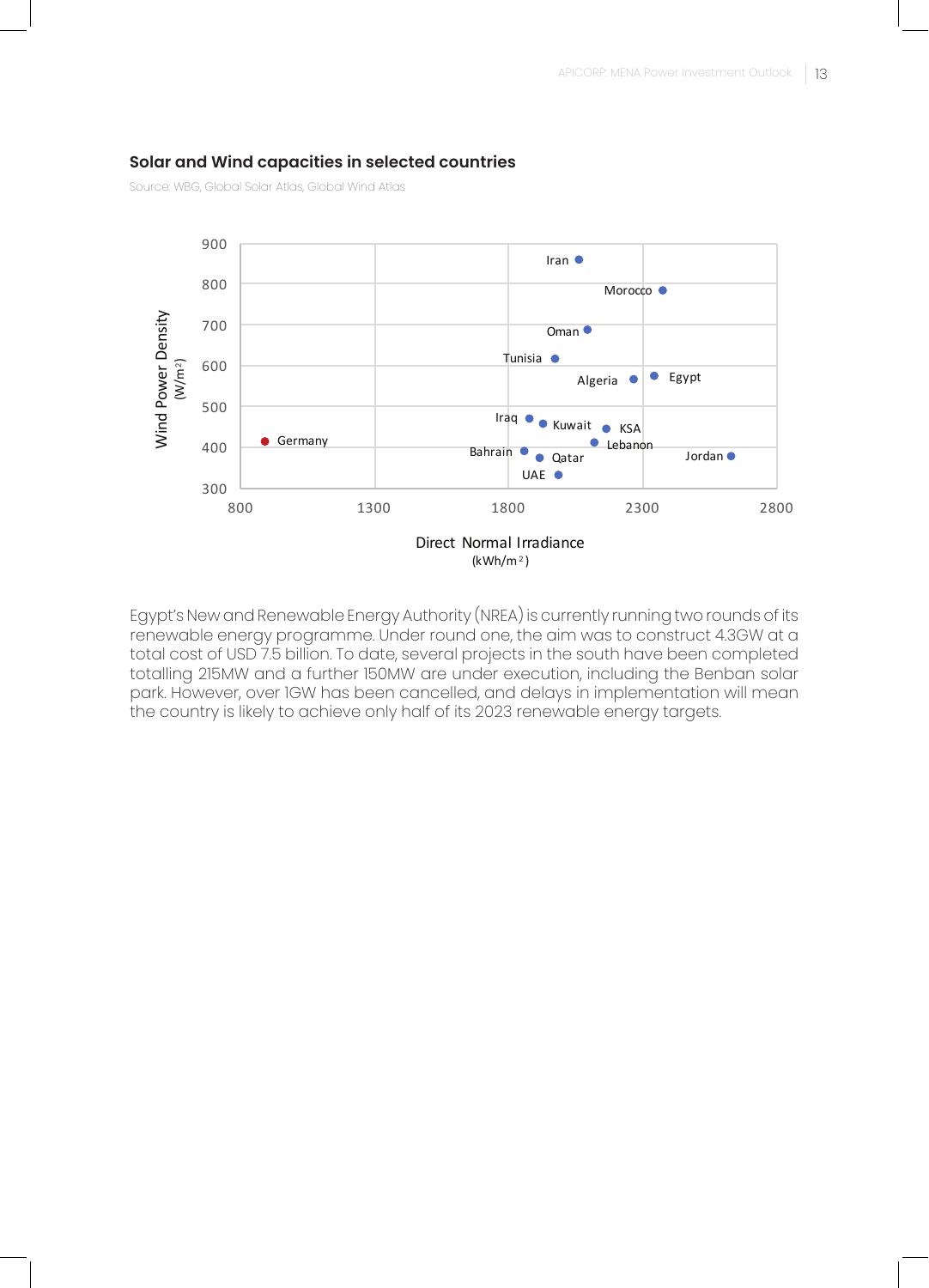### Solar and Wind capacities in selected countries

Source: WBG, Global Solar Atlas, Global Wind Atlas

Egypt's New and Renewable Energy Authority (NREA) is currently running two rounds of its renewable energy programme. Under round one, the aim was to construct 4.3GW at a total cost of USD 7.5 billion. To date, several projects in the south have been completed totalling 215MW and a further 150MW are under execution, including the Benban solar park. However, over 1GW has been cancelled, and delays in implementation will mean the country is likely to achieve only half of its 2023 renewable energy targets.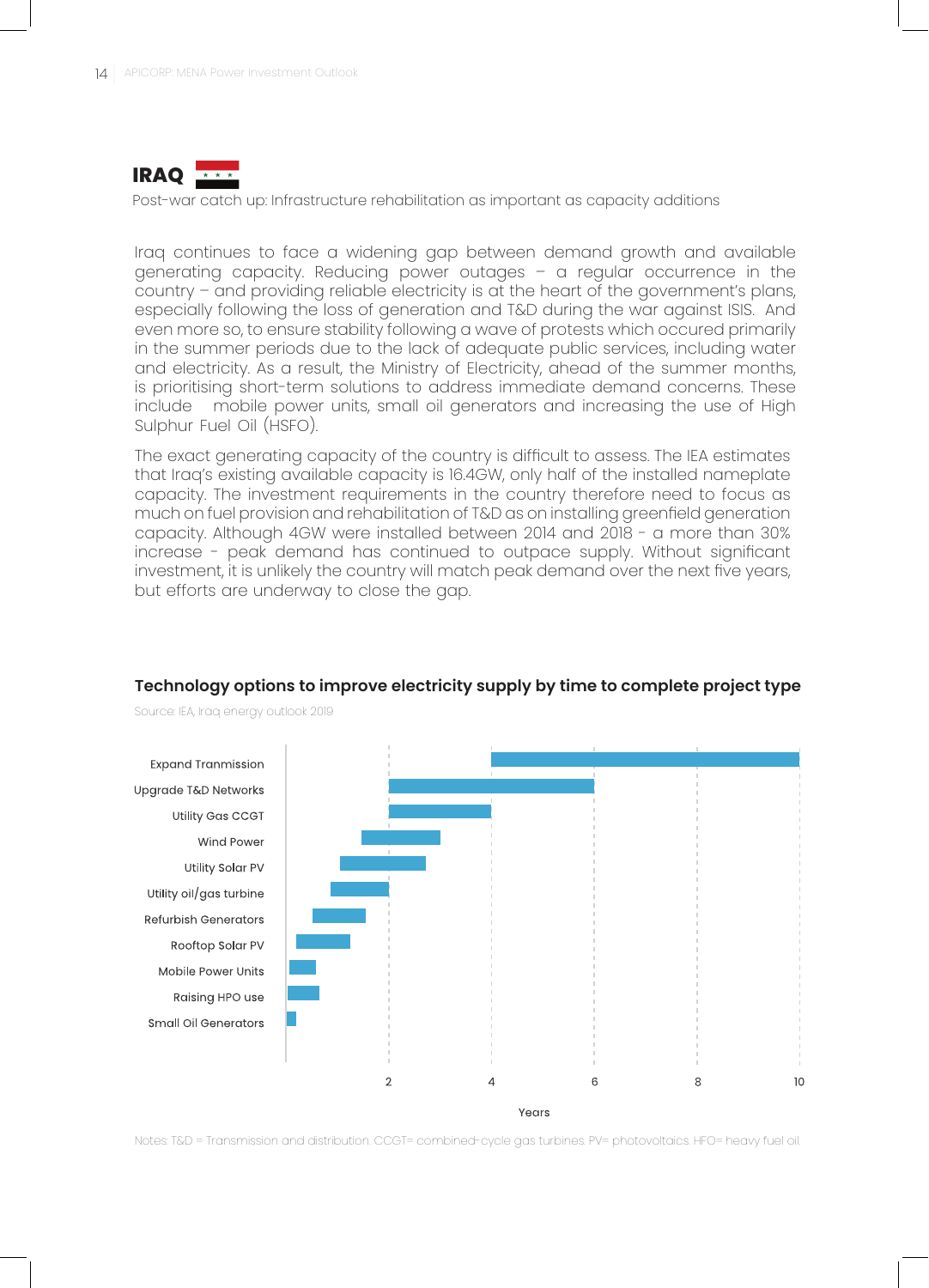## IRAQ

Post-war catch up: Infrastructure rehabilitation as important as capacity additions

Iraq continues to face a widening gap between demand growth and available generating capacity. Reducing power outages – a regular occurrence in the country – and providing reliable electricity is at the heart of the government's plans, especially following the loss of generation and T&D during the war against ISIS. And even more so, to ensure stability following a wave of protests which occured primarily in the summer periods due to the lack of adequate public services, including water and electricity. As a result, the Ministry of Electricity, ahead of the summer months, is prioritising short-term solutions to address immediate demand concerns. These include mobile power units, small oil generators and increasing the use of High Sulphur Fuel Oil (HSFO).

The exact generating capacity of the country is difficult to assess. The IEA estimates that Iraq's existing available capacity is 16.4GW, only half of the installed nameplate capacity. The investment requirements in the country therefore need to focus as much on fuel provision and rehabilitation of T&D as on installing greenfield generation capacity. Although 4GW were installed between 2014 and 2018 - a more than 30% increase - peak demand has continued to outpace supply. Without significant investment, it is unlikely the country will match peak demand over the next five years, but efforts are underway to close the gap.

### Technology options to improve electricity supply by time to complete project type

Source: IEA, Iraq energy outlook 2019

| Technology | Approx. time to complete (years) |
|---|---|
| Expand Tranmission | 4 – 10 |
| Upgrade T&D Networks | 2 – 6 |
| Utility Gas CCGT | 2 – 4 |
| Wind Power | ~1.5 – 3 |
| Utility Solar PV | ~1 – 2.7 |
| Utility oil/gas turbine | ~0.9 – 2 |
| Refurbish Generators | ~0.5 – 1.6 |
| Rooftop Solar PV | ~0.2 – 1.3 |
| Mobile Power Units | ~0.1 – 0.6 |
| Raising HPO use | ~0.1 – 0.7 |
| Small Oil Generators | ~0 – 0.2 |

Notes: T&D = Transmission and distribution. CCGT= combined-cycle gas turbines. PV= photovoltaics. HFO= heavy fuel oil.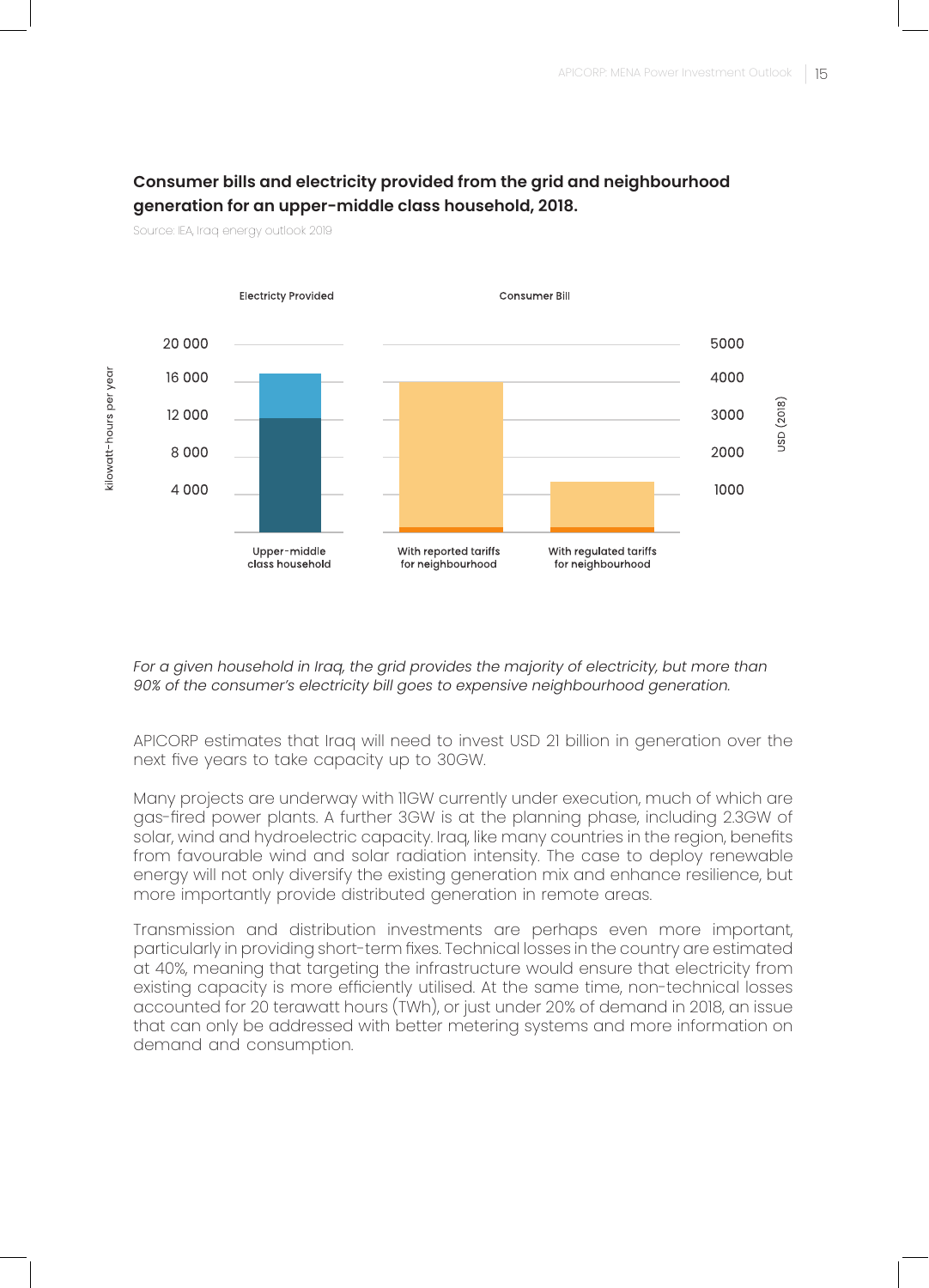**Consumer bills and electricity provided from the grid and neighbourhood generation for an upper-middle class household, 2018.**

Source: IEA, Iraq energy outlook 2019

Electricty Provided

Consumer Bill

kilowatt-hours per year

20 000
16 000
12 000
8 000
4 000

5000
4000
3000
2000
1000

USD (2018)

Upper-middle class household

With reported tariffs for neighbourhood

With regulated tariffs for neighbourhood

*For a given household in Iraq, the grid provides the majority of electricity, but more than 90% of the consumer's electricity bill goes to expensive neighbourhood generation.*

APICORP estimates that Iraq will need to invest USD 21 billion in generation over the next five years to take capacity up to 30GW.

Many projects are underway with 11GW currently under execution, much of which are gas-fired power plants. A further 3GW is at the planning phase, including 2.3GW of solar, wind and hydroelectric capacity. Iraq, like many countries in the region, benefits from favourable wind and solar radiation intensity. The case to deploy renewable energy will not only diversify the existing generation mix and enhance resilience, but more importantly provide distributed generation in remote areas.

Transmission and distribution investments are perhaps even more important, particularly in providing short-term fixes. Technical losses in the country are estimated at 40%, meaning that targeting the infrastructure would ensure that electricity from existing capacity is more efficiently utilised. At the same time, non-technical losses accounted for 20 terawatt hours (TWh), or just under 20% of demand in 2018, an issue that can only be addressed with better metering systems and more information on demand and consumption.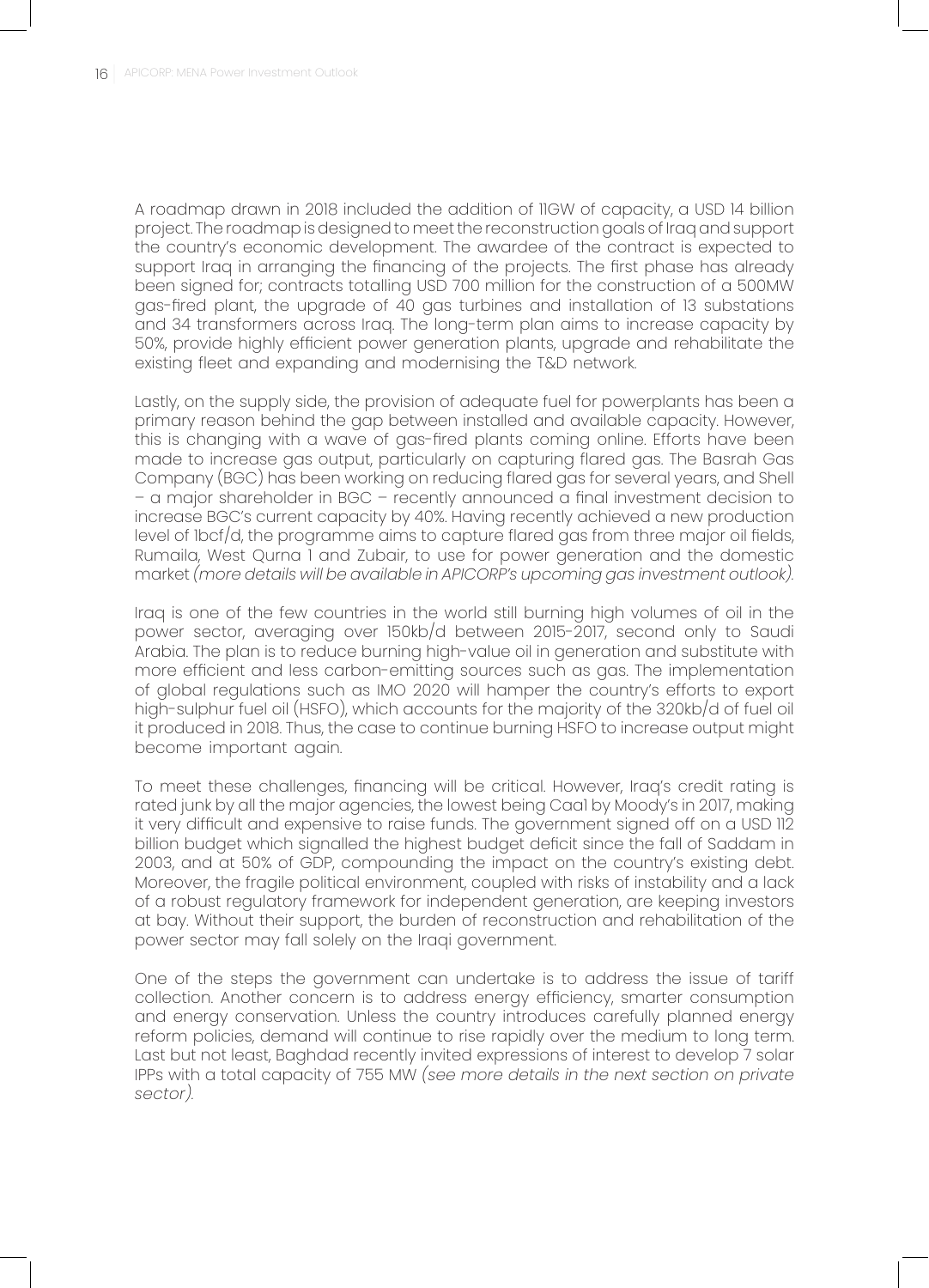A roadmap drawn in 2018 included the addition of 11GW of capacity, a USD 14 billion project. The roadmap is designed to meet the reconstruction goals of Iraq and support the country's economic development. The awardee of the contract is expected to support Iraq in arranging the financing of the projects. The first phase has already been signed for; contracts totalling USD 700 million for the construction of a 500MW gas-fired plant, the upgrade of 40 gas turbines and installation of 13 substations and 34 transformers across Iraq. The long-term plan aims to increase capacity by 50%, provide highly efficient power generation plants, upgrade and rehabilitate the existing fleet and expanding and modernising the T&D network.

Lastly, on the supply side, the provision of adequate fuel for powerplants has been a primary reason behind the gap between installed and available capacity. However, this is changing with a wave of gas-fired plants coming online. Efforts have been made to increase gas output, particularly on capturing flared gas. The Basrah Gas Company (BGC) has been working on reducing flared gas for several years, and Shell – a major shareholder in BGC – recently announced a final investment decision to increase BGC's current capacity by 40%. Having recently achieved a new production level of 1bcf/d, the programme aims to capture flared gas from three major oil fields, Rumaila, West Qurna 1 and Zubair, to use for power generation and the domestic market *(more details will be available in APICORP's upcoming gas investment outlook)*.

Iraq is one of the few countries in the world still burning high volumes of oil in the power sector, averaging over 150kb/d between 2015-2017, second only to Saudi Arabia. The plan is to reduce burning high-value oil in generation and substitute with more efficient and less carbon-emitting sources such as gas. The implementation of global regulations such as IMO 2020 will hamper the country's efforts to export high-sulphur fuel oil (HSFO), which accounts for the majority of the 320kb/d of fuel oil it produced in 2018. Thus, the case to continue burning HSFO to increase output might become important again.

To meet these challenges, financing will be critical. However, Iraq's credit rating is rated junk by all the major agencies, the lowest being Caa1 by Moody's in 2017, making it very difficult and expensive to raise funds. The government signed off on a USD 112 billion budget which signalled the highest budget deficit since the fall of Saddam in 2003, and at 50% of GDP, compounding the impact on the country's existing debt. Moreover, the fragile political environment, coupled with risks of instability and a lack of a robust regulatory framework for independent generation, are keeping investors at bay. Without their support, the burden of reconstruction and rehabilitation of the power sector may fall solely on the Iraqi government.

One of the steps the government can undertake is to address the issue of tariff collection. Another concern is to address energy efficiency, smarter consumption and energy conservation. Unless the country introduces carefully planned energy reform policies, demand will continue to rise rapidly over the medium to long term. Last but not least, Baghdad recently invited expressions of interest to develop 7 solar IPPs with a total capacity of 755 MW *(see more details in the next section on private sector)*.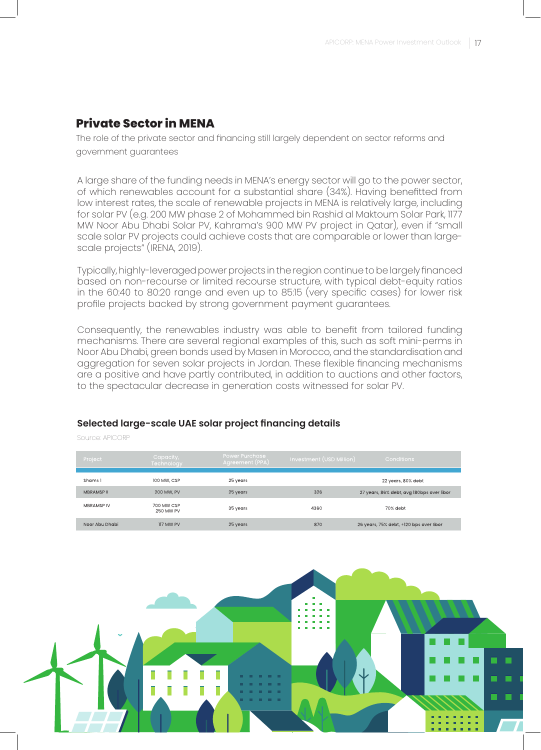## Private Sector in MENA

The role of the private sector and financing still largely dependent on sector reforms and government guarantees

A large share of the funding needs in MENA's energy sector will go to the power sector, of which renewables account for a substantial share (34%). Having benefitted from low interest rates, the scale of renewable projects in MENA is relatively large, including for solar PV (e.g. 200 MW phase 2 of Mohammed bin Rashid al Maktoum Solar Park, 1177 MW Noor Abu Dhabi Solar PV, Kahrama's 900 MW PV project in Qatar), even if "small scale solar PV projects could achieve costs that are comparable or lower than large-scale projects" (IRENA, 2019).

Typically, highly-leveraged power projects in the region continue to be largely financed based on non-recourse or limited recourse structure, with typical debt-equity ratios in the 60:40 to 80:20 range and even up to 85:15 (very specific cases) for lower risk profile projects backed by strong government payment guarantees.

Consequently, the renewables industry was able to benefit from tailored funding mechanisms. There are several regional examples of this, such as soft mini-perms in Noor Abu Dhabi, green bonds used by Masen in Morocco, and the standardisation and aggregation for seven solar projects in Jordan. These flexible financing mechanisms are a positive and have partly contributed, in addition to auctions and other factors, to the spectacular decrease in generation costs witnessed for solar PV.

### Selected large-scale UAE solar project financing details

Source: APICORP

| Project | Capacity, Technology | Power Purchase Agreement (PPA) | Investment (USD Million) | Conditions |
|---|---|---|---|---|
| Shams 1 | 100 MW, CSP | 25 years | | 22 years, 80% debt |
| MBRAMSP II | 200 MW, PV | 25 years | 326 | 27 years, 86% debt, avg 180bps over libor |
| MBRAMSP IV | 700 MW CSP 250 MW PV | 35 years | 4360 | 70% debt |
| Noor Abu Dhabi | 117 MW PV | 25 years | 870 | 26 years, 75% debt, +120 bps over libor |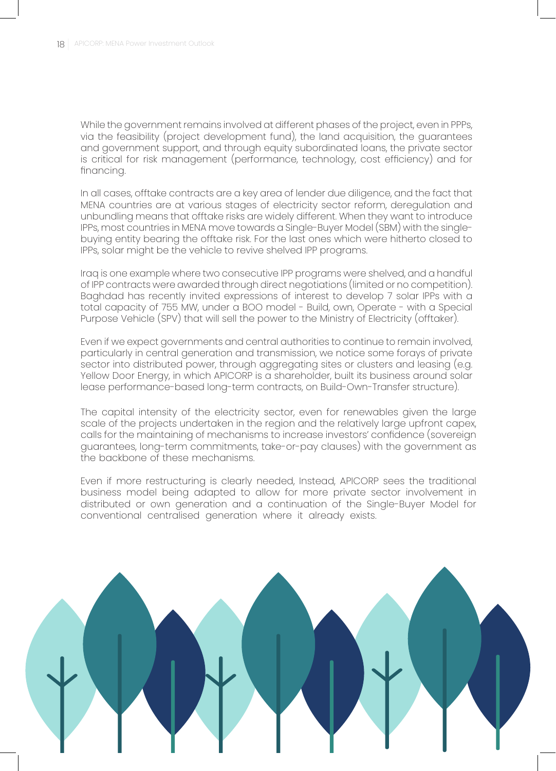While the government remains involved at different phases of the project, even in PPPs, via the feasibility (project development fund), the land acquisition, the guarantees and government support, and through equity subordinated loans, the private sector is critical for risk management (performance, technology, cost efficiency) and for financing.

In all cases, offtake contracts are a key area of lender due diligence, and the fact that MENA countries are at various stages of electricity sector reform, deregulation and unbundling means that offtake risks are widely different. When they want to introduce IPPs, most countries in MENA move towards a Single-Buyer Model (SBM) with the single-buying entity bearing the offtake risk. For the last ones which were hitherto closed to IPPs, solar might be the vehicle to revive shelved IPP programs.

Iraq is one example where two consecutive IPP programs were shelved, and a handful of IPP contracts were awarded through direct negotiations (limited or no competition). Baghdad has recently invited expressions of interest to develop 7 solar IPPs with a total capacity of 755 MW, under a BOO model - Build, own, Operate - with a Special Purpose Vehicle (SPV) that will sell the power to the Ministry of Electricity (offtaker).

Even if we expect governments and central authorities to continue to remain involved, particularly in central generation and transmission, we notice some forays of private sector into distributed power, through aggregating sites or clusters and leasing (e.g. Yellow Door Energy, in which APICORP is a shareholder, built its business around solar lease performance-based long-term contracts, on Build-Own-Transfer structure).

The capital intensity of the electricity sector, even for renewables given the large scale of the projects undertaken in the region and the relatively large upfront capex, calls for the maintaining of mechanisms to increase investors' confidence (sovereign guarantees, long-term commitments, take-or-pay clauses) with the government as the backbone of these mechanisms.

Even if more restructuring is clearly needed, Instead, APICORP sees the traditional business model being adapted to allow for more private sector involvement in distributed or own generation and a continuation of the Single-Buyer Model for conventional centralised generation where it already exists.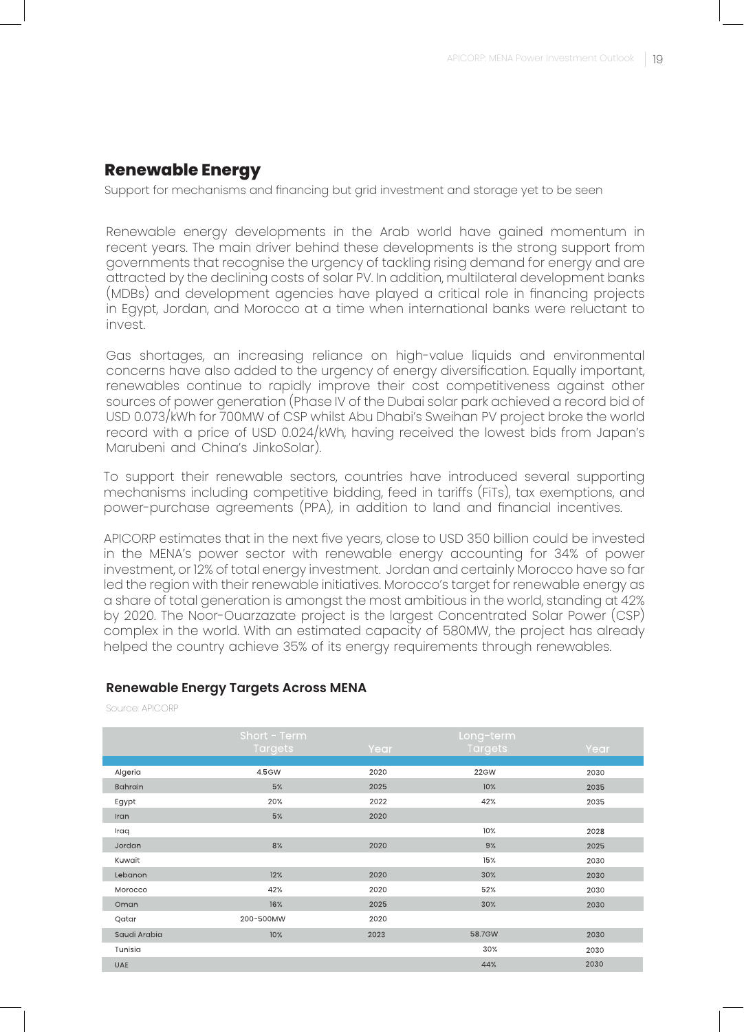## Renewable Energy

Support for mechanisms and financing but grid investment and storage yet to be seen

Renewable energy developments in the Arab world have gained momentum in recent years. The main driver behind these developments is the strong support from governments that recognise the urgency of tackling rising demand for energy and are attracted by the declining costs of solar PV. In addition, multilateral development banks (MDBs) and development agencies have played a critical role in financing projects in Egypt, Jordan, and Morocco at a time when international banks were reluctant to invest.

Gas shortages, an increasing reliance on high-value liquids and environmental concerns have also added to the urgency of energy diversification. Equally important, renewables continue to rapidly improve their cost competitiveness against other sources of power generation (Phase IV of the Dubai solar park achieved a record bid of USD 0.073/kWh for 700MW of CSP whilst Abu Dhabi's Sweihan PV project broke the world record with a price of USD 0.024/kWh, having received the lowest bids from Japan's Marubeni and China's JinkoSolar).

To support their renewable sectors, countries have introduced several supporting mechanisms including competitive bidding, feed in tariffs (FiTs), tax exemptions, and power-purchase agreements (PPA), in addition to land and financial incentives.

APICORP estimates that in the next five years, close to USD 350 billion could be invested in the MENA's power sector with renewable energy accounting for 34% of power investment, or 12% of total energy investment. Jordan and certainly Morocco have so far led the region with their renewable initiatives. Morocco's target for renewable energy as a share of total generation is amongst the most ambitious in the world, standing at 42% by 2020. The Noor-Ouarzazate project is the largest Concentrated Solar Power (CSP) complex in the world. With an estimated capacity of 580MW, the project has already helped the country achieve 35% of its energy requirements through renewables.

### Renewable Energy Targets Across MENA

Source: APICORP

| | Short - Term Targets | Year | Long-term Targets | Year |
|---|---|---|---|---|
| Algeria | 4.5GW | 2020 | 22GW | 2030 |
| Bahrain | 5% | 2025 | 10% | 2035 |
| Egypt | 20% | 2022 | 42% | 2035 |
| Iran | 5% | 2020 | | |
| Iraq | | | 10% | 2028 |
| Jordan | 8% | 2020 | 9% | 2025 |
| Kuwait | | | 15% | 2030 |
| Lebanon | 12% | 2020 | 30% | 2030 |
| Morocco | 42% | 2020 | 52% | 2030 |
| Oman | 16% | 2025 | 30% | 2030 |
| Qatar | 200-500MW | 2020 | | |
| Saudi Arabia | 10% | 2023 | 58.7GW | 2030 |
| Tunisia | | | 30% | 2030 |
| UAE | | | 44% | 2030 |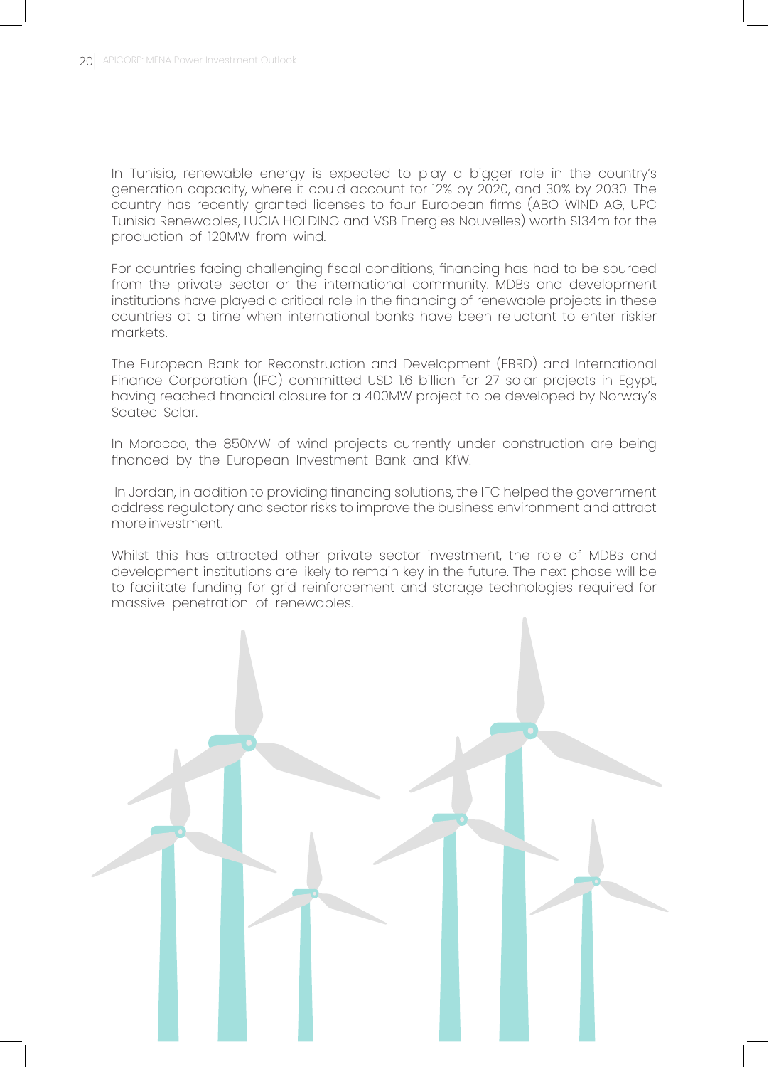In Tunisia, renewable energy is expected to play a bigger role in the country's generation capacity, where it could account for 12% by 2020, and 30% by 2030. The country has recently granted licenses to four European firms (ABO WIND AG, UPC Tunisia Renewables, LUCIA HOLDING and VSB Energies Nouvelles) worth $134m for the production of 120MW from wind.

For countries facing challenging fiscal conditions, financing has had to be sourced from the private sector or the international community. MDBs and development institutions have played a critical role in the financing of renewable projects in these countries at a time when international banks have been reluctant to enter riskier markets.

The European Bank for Reconstruction and Development (EBRD) and International Finance Corporation (IFC) committed USD 1.6 billion for 27 solar projects in Egypt, having reached financial closure for a 400MW project to be developed by Norway's Scatec Solar.

In Morocco, the 850MW of wind projects currently under construction are being financed by the European Investment Bank and KfW.

In Jordan, in addition to providing financing solutions, the IFC helped the government address regulatory and sector risks to improve the business environment and attract more investment.

Whilst this has attracted other private sector investment, the role of MDBs and development institutions are likely to remain key in the future. The next phase will be to facilitate funding for grid reinforcement and storage technologies required for massive penetration of renewables.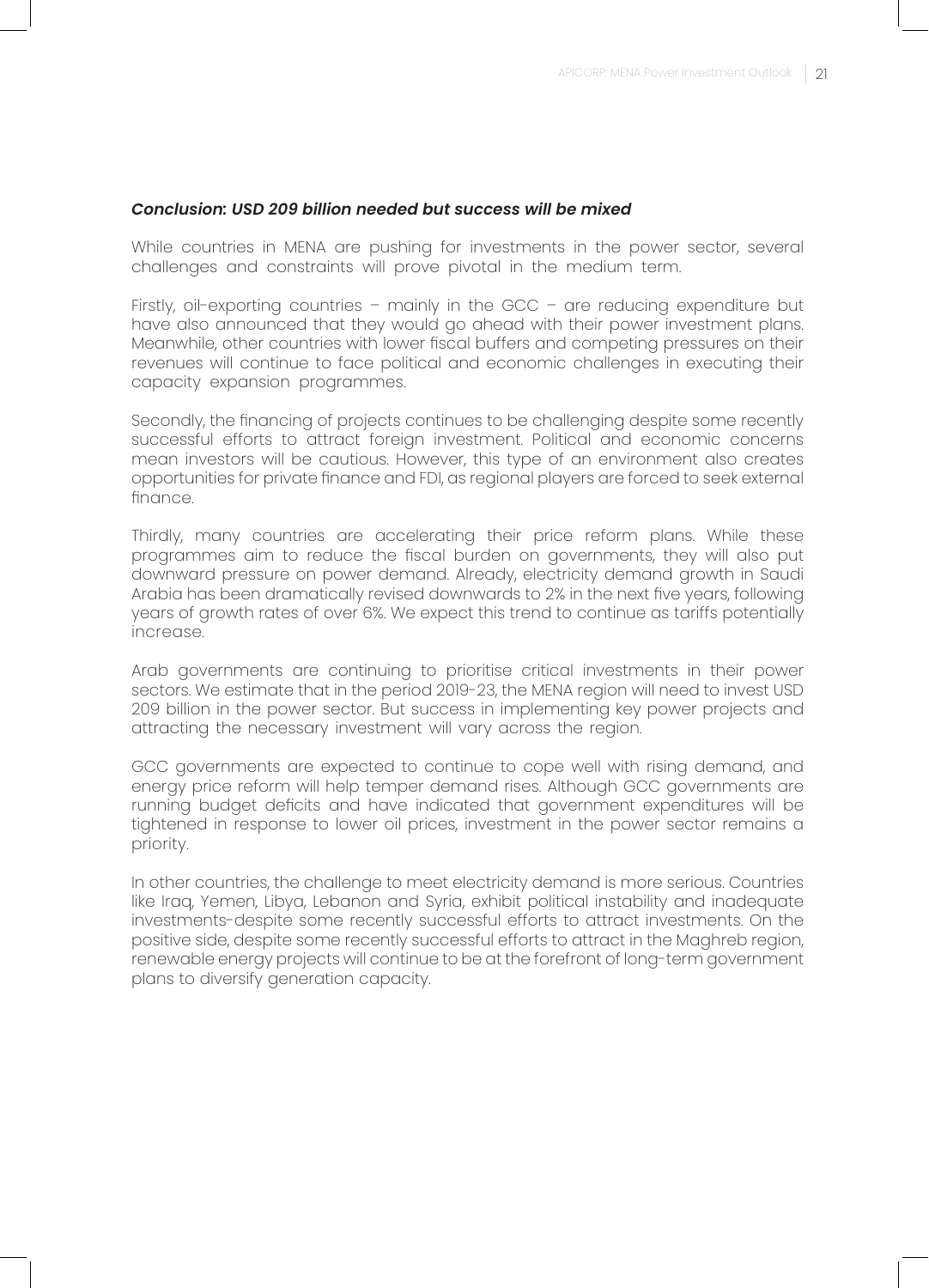***Conclusion: USD 209 billion needed but success will be mixed***

While countries in MENA are pushing for investments in the power sector, several challenges and constraints will prove pivotal in the medium term.

Firstly, oil-exporting countries – mainly in the GCC – are reducing expenditure but have also announced that they would go ahead with their power investment plans. Meanwhile, other countries with lower fiscal buffers and competing pressures on their revenues will continue to face political and economic challenges in executing their capacity expansion programmes.

Secondly, the financing of projects continues to be challenging despite some recently successful efforts to attract foreign investment. Political and economic concerns mean investors will be cautious. However, this type of an environment also creates opportunities for private finance and FDI, as regional players are forced to seek external finance.

Thirdly, many countries are accelerating their price reform plans. While these programmes aim to reduce the fiscal burden on governments, they will also put downward pressure on power demand. Already, electricity demand growth in Saudi Arabia has been dramatically revised downwards to 2% in the next five years, following years of growth rates of over 6%. We expect this trend to continue as tariffs potentially increase.

Arab governments are continuing to prioritise critical investments in their power sectors. We estimate that in the period 2019-23, the MENA region will need to invest USD 209 billion in the power sector. But success in implementing key power projects and attracting the necessary investment will vary across the region.

GCC governments are expected to continue to cope well with rising demand, and energy price reform will help temper demand rises. Although GCC governments are running budget deficits and have indicated that government expenditures will be tightened in response to lower oil prices, investment in the power sector remains a priority.

In other countries, the challenge to meet electricity demand is more serious. Countries like Iraq, Yemen, Libya, Lebanon and Syria, exhibit political instability and inadequate investments-despite some recently successful efforts to attract investments. On the positive side, despite some recently successful efforts to attract in the Maghreb region, renewable energy projects will continue to be at the forefront of long-term government plans to diversify generation capacity.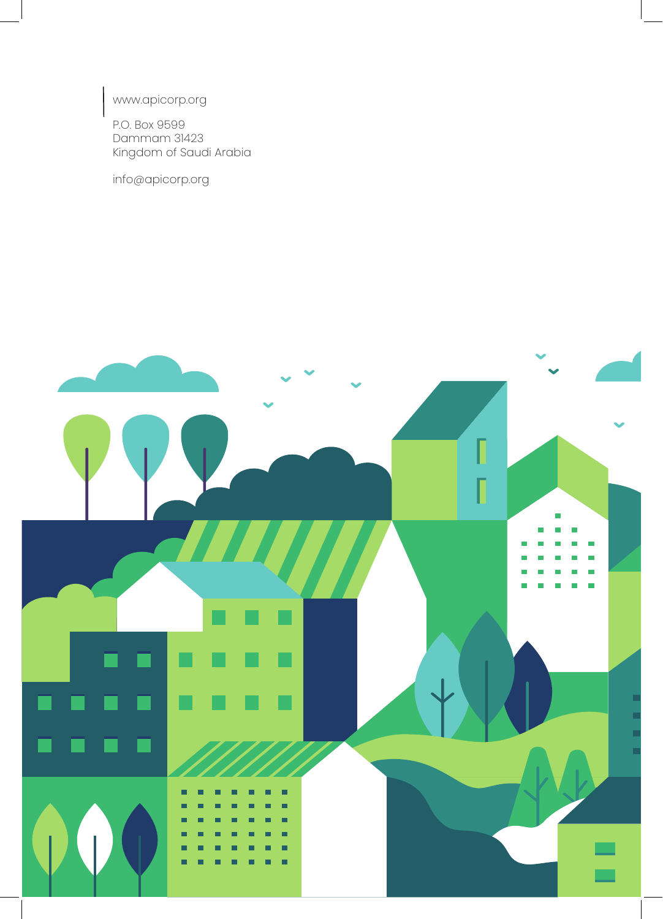www.apicorp.org

P.O. Box 9599
Dammam 31423
Kingdom of Saudi Arabia

info@apicorp.org